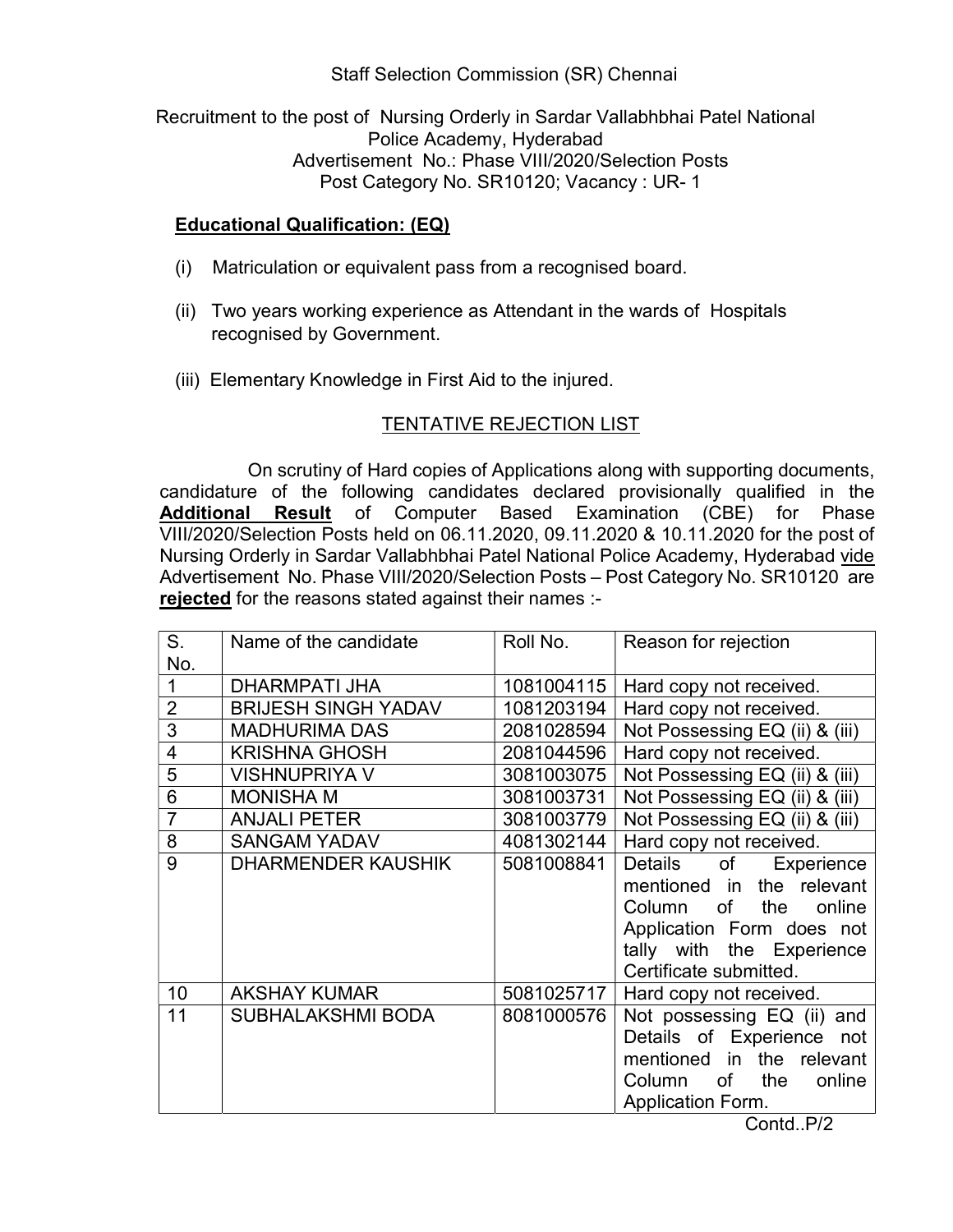Staff Selection Commission (SR) Chennai

Recruitment to the post of Nursing Orderly in Sardar Vallabhbhai Patel National Police Academy, Hyderabad
Advertisement No.: Phase VIII/2020/Selection Posts
Post Category No. SR10120; Vacancy : UR- 1

**Educational Qualification: (EQ)**

(i) Matriculation or equivalent pass from a recognised board.

(ii) Two years working experience as Attendant in the wards of Hospitals recognised by Government.

(iii) Elementary Knowledge in First Aid to the injured.

## TENTATIVE REJECTION LIST

On scrutiny of Hard copies of Applications along with supporting documents, candidature of the following candidates declared provisionally qualified in the **Additional Result** of Computer Based Examination (CBE) for Phase VIII/2020/Selection Posts held on 06.11.2020, 09.11.2020 & 10.11.2020 for the post of Nursing Orderly in Sardar Vallabhbhai Patel National Police Academy, Hyderabad vide Advertisement No. Phase VIII/2020/Selection Posts – Post Category No. SR10120 are **rejected** for the reasons stated against their names :-

| S. No. | Name of the candidate | Roll No. | Reason for rejection |
|---|---|---|---|
| 1 | DHARMPATI JHA | 1081004115 | Hard copy not received. |
| 2 | BRIJESH SINGH YADAV | 1081203194 | Hard copy not received. |
| 3 | MADHURIMA DAS | 2081028594 | Not Possessing EQ (ii) & (iii) |
| 4 | KRISHNA GHOSH | 2081044596 | Hard copy not received. |
| 5 | VISHNUPRIYA V | 3081003075 | Not Possessing EQ (ii) & (iii) |
| 6 | MONISHA M | 3081003731 | Not Possessing EQ (ii) & (iii) |
| 7 | ANJALI PETER | 3081003779 | Not Possessing EQ (ii) & (iii) |
| 8 | SANGAM YADAV | 4081302144 | Hard copy not received. |
| 9 | DHARMENDER KAUSHIK | 5081008841 | Details of Experience mentioned in the relevant Column of the online Application Form does not tally with the Experience Certificate submitted. |
| 10 | AKSHAY KUMAR | 5081025717 | Hard copy not received. |
| 11 | SUBHALAKSHMI BODA | 8081000576 | Not possessing EQ (ii) and Details of Experience not mentioned in the relevant Column of the online Application Form. |

Contd..P/2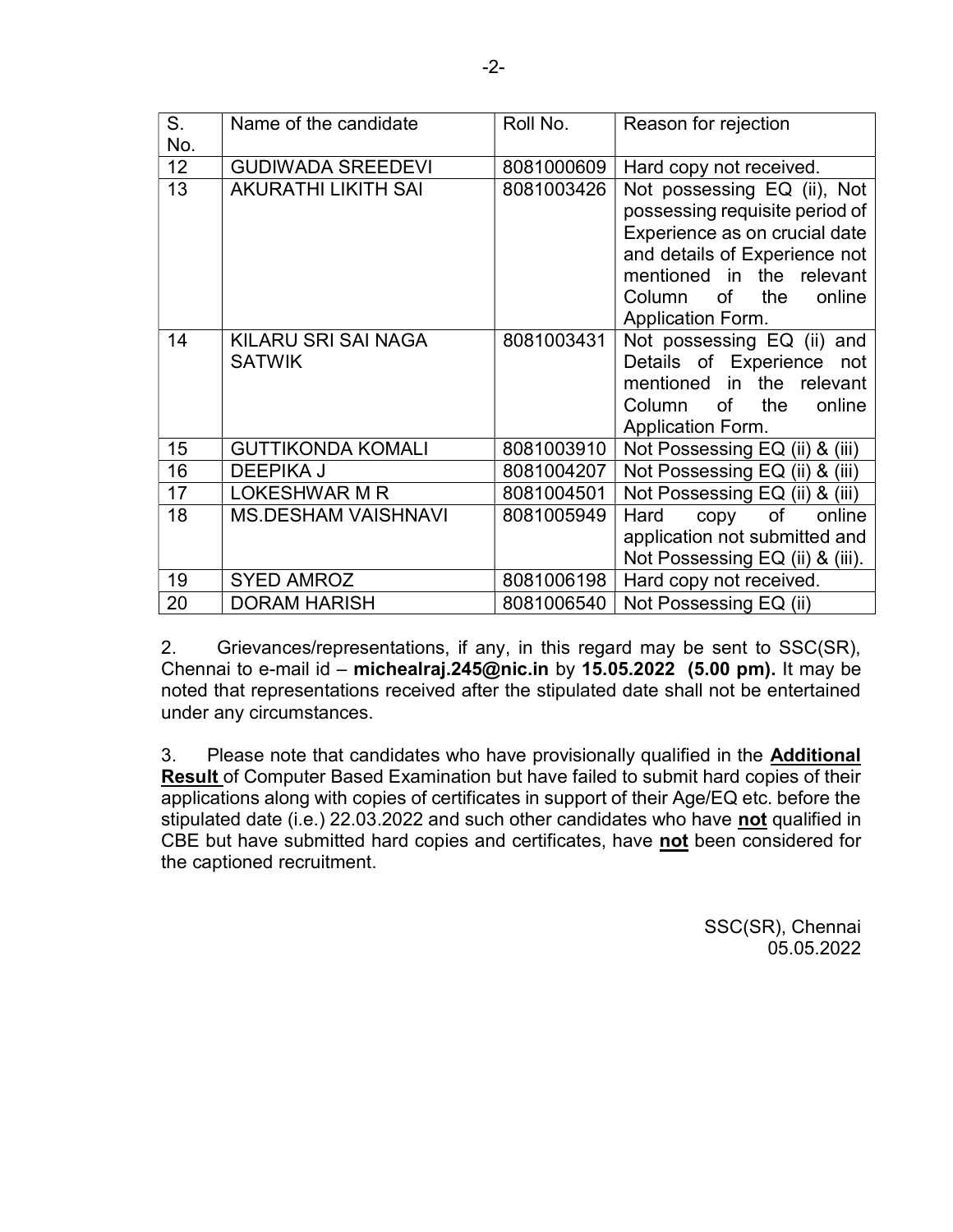| S. No. | Name of the candidate | Roll No. | Reason for rejection |
|---|---|---|---|
| 12 | GUDIWADA SREEDEVI | 8081000609 | Hard copy not received. |
| 13 | AKURATHI LIKITH SAI | 8081003426 | Not possessing EQ (ii), Not possessing requisite period of Experience as on crucial date and details of Experience not mentioned in the relevant Column of the online Application Form. |
| 14 | KILARU SRI SAI NAGA SATWIK | 8081003431 | Not possessing EQ (ii) and Details of Experience not mentioned in the relevant Column of the online Application Form. |
| 15 | GUTTIKONDA KOMALI | 8081003910 | Not Possessing EQ (ii) & (iii) |
| 16 | DEEPIKA J | 8081004207 | Not Possessing EQ (ii) & (iii) |
| 17 | LOKESHWAR M R | 8081004501 | Not Possessing EQ (ii) & (iii) |
| 18 | MS.DESHAM VAISHNAVI | 8081005949 | Hard copy of online application not submitted and Not Possessing EQ (ii) & (iii). |
| 19 | SYED AMROZ | 8081006198 | Hard copy not received. |
| 20 | DORAM HARISH | 8081006540 | Not Possessing EQ (ii) |

2. Grievances/representations, if any, in this regard may be sent to SSC(SR), Chennai to e-mail id – **michealraj.245@nic.in** by **15.05.2022 (5.00 pm).** It may be noted that representations received after the stipulated date shall not be entertained under any circumstances.

3. Please note that candidates who have provisionally qualified in the **Additional Result** of Computer Based Examination but have failed to submit hard copies of their applications along with copies of certificates in support of their Age/EQ etc. before the stipulated date (i.e.) 22.03.2022 and such other candidates who have **not** qualified in CBE but have submitted hard copies and certificates, have **not** been considered for the captioned recruitment.

SSC(SR), Chennai
05.05.2022